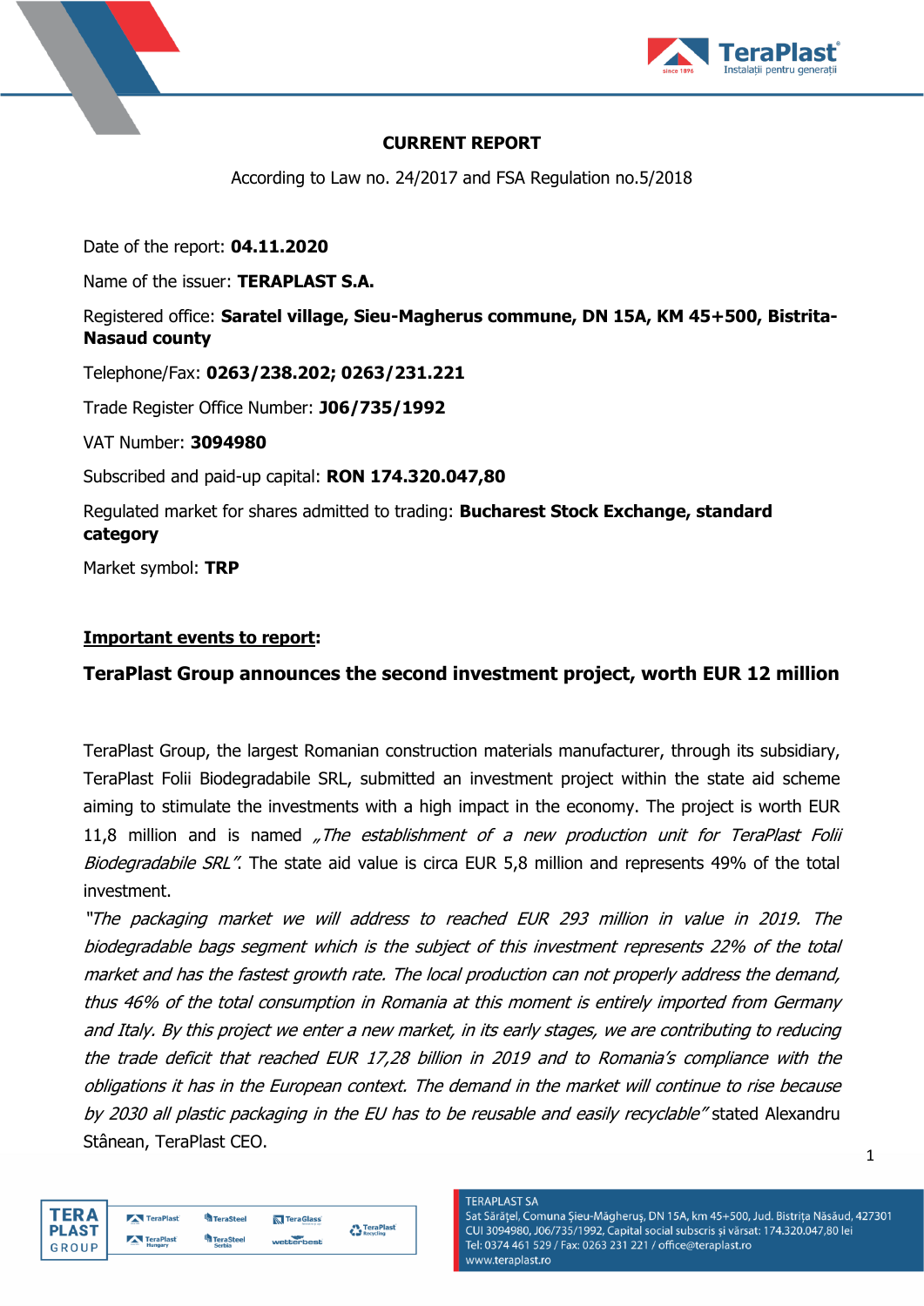# CURRENT REPORT

According to Law no. 24/2017 and FSA Regulation no.5/2018

Date of the report: **04.11.2020**

Name of the issuer: **TERAPLAST S.A.**

Registered office: **Saratel village, Sieu-Magherus commune, DN 15A, KM 45+500, Bistrita-Nasaud county**

Telephone/Fax: **0263/238.202; 0263/231.221**

Trade Register Office Number: **J06/735/1992**

VAT Number: **3094980**

Subscribed and paid-up capital: **RON 174.320.047,80**

Regulated market for shares admitted to trading: **Bucharest Stock Exchange, standard category**

Market symbol: **TRP**

**Important events to report:**

## TeraPlast Group announces the second investment project, worth EUR 12 million

TeraPlast Group, the largest Romanian construction materials manufacturer, through its subsidiary, TeraPlast Folii Biodegradabile SRL, submitted an investment project within the state aid scheme aiming to stimulate the investments with a high impact in the economy. The project is worth EUR 11,8 million and is named *„The establishment of a new production unit for TeraPlast Folii Biodegradabile SRL”*. The state aid value is circa EUR 5,8 million and represents 49% of the total investment.

*"The packaging market we will address to reached EUR 293 million in value in 2019. The biodegradable bags segment which is the subject of this investment represents 22% of the total market and has the fastest growth rate. The local production can not properly address the demand, thus 46% of the total consumption in Romania at this moment is entirely imported from Germany and Italy. By this project we enter a new market, in its early stages, we are contributing to reducing the trade deficit that reached EUR 17,28 billion in 2019 and to Romania's compliance with the obligations it has in the European context. The demand in the market will continue to rise because by 2030 all plastic packaging in the EU has to be reusable and easily recyclable"* stated Alexandru Stânean, TeraPlast CEO.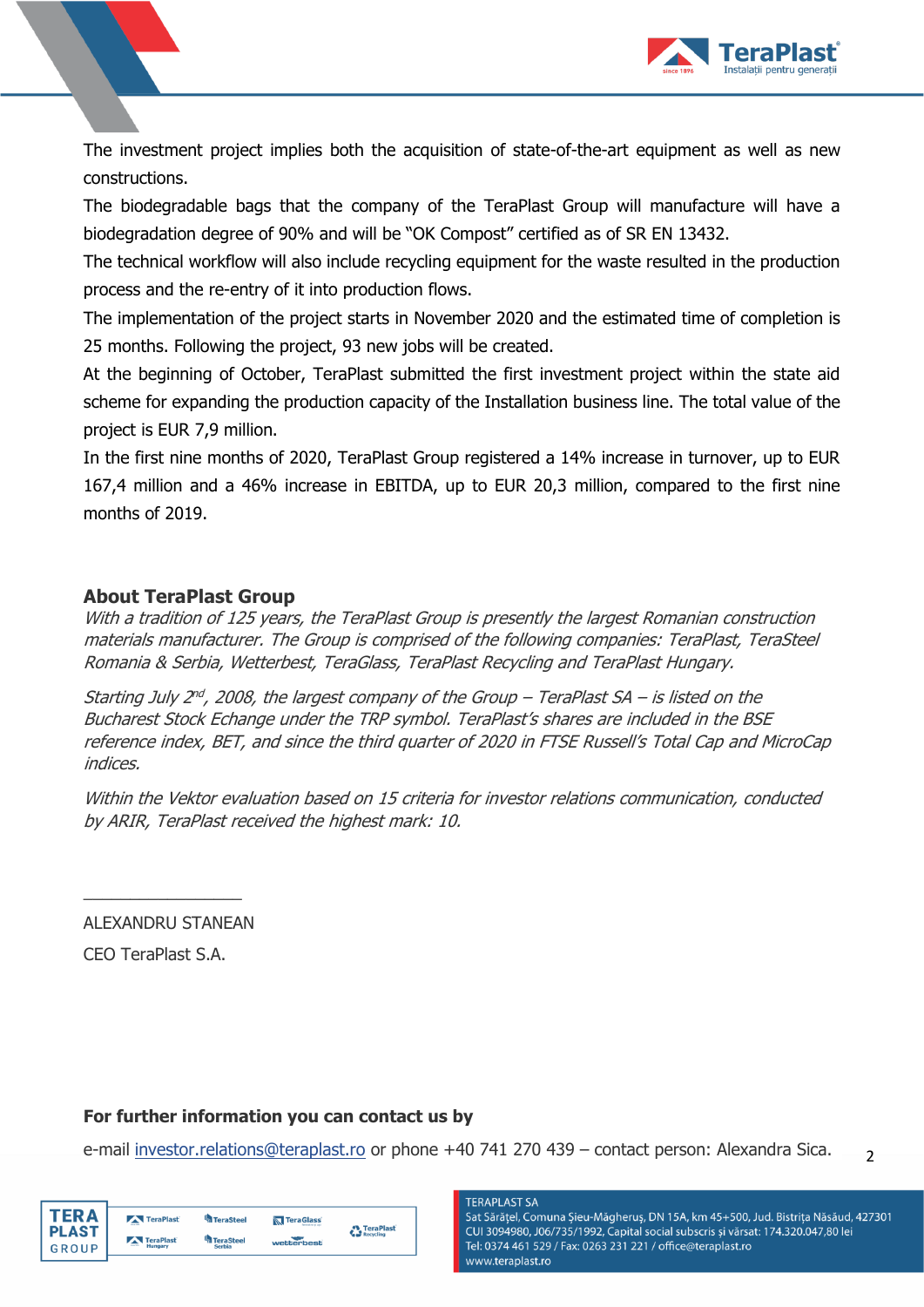The investment project implies both the acquisition of state-of-the-art equipment as well as new constructions.

The biodegradable bags that the company of the TeraPlast Group will manufacture will have a biodegradation degree of 90% and will be "OK Compost" certified as of SR EN 13432.

The technical workflow will also include recycling equipment for the waste resulted in the production process and the re-entry of it into production flows.

The implementation of the project starts in November 2020 and the estimated time of completion is 25 months. Following the project, 93 new jobs will be created.

At the beginning of October, TeraPlast submitted the first investment project within the state aid scheme for expanding the production capacity of the Installation business line. The total value of the project is EUR 7,9 million.

In the first nine months of 2020, TeraPlast Group registered a 14% increase in turnover, up to EUR 167,4 million and a 46% increase in EBITDA, up to EUR 20,3 million, compared to the first nine months of 2019.

## About TeraPlast Group

*With a tradition of 125 years, the TeraPlast Group is presently the largest Romanian construction materials manufacturer. The Group is comprised of the following companies: TeraPlast, TeraSteel Romania & Serbia, Wetterbest, TeraGlass, TeraPlast Recycling and TeraPlast Hungary.*

*Starting July 2nd, 2008, the largest company of the Group – TeraPlast SA – is listed on the Bucharest Stock Echange under the TRP symbol. TeraPlast's shares are included in the BSE reference index, BET, and since the third quarter of 2020 in FTSE Russell's Total Cap and MicroCap indices.*

*Within the Vektor evaluation based on 15 criteria for investor relations communication, conducted by ARIR, TeraPlast received the highest mark: 10.*

\_\_\_\_\_\_\_\_\_\_\_\_\_\_\_\_\_\_

ALEXANDRU STANEAN

CEO TeraPlast S.A.

**For further information you can contact us by**

e-mail investor.relations@teraplast.ro or phone +40 741 270 439 – contact person: Alexandra Sica.

TERAPLAST SA
Sat Sărățel, Comuna Șieu-Măgheruș, DN 15A, km 45+500, Jud. Bistrița Năsăud, 427301
CUI 3094980, J06/735/1992, Capital social subscris și vărsat: 174.320.047,80 lei
Tel: 0374 461 529 / Fax: 0263 231 221 / office@teraplast.ro
www.teraplast.ro